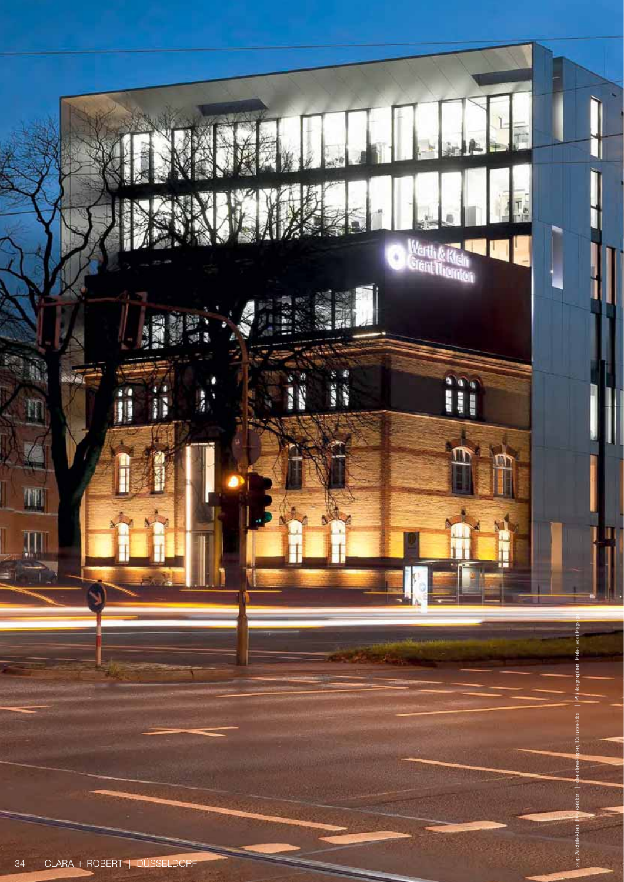sop Architekten, Düsseldorf | die developer, Düsseldorf | Photographer: Peter von Pigage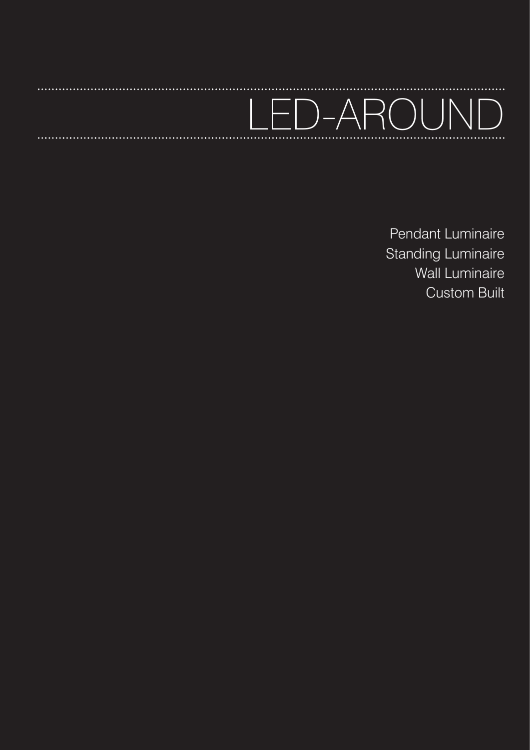# LED-AROUND

Pendant Luminaire
Standing Luminaire
Wall Luminaire
Custom Built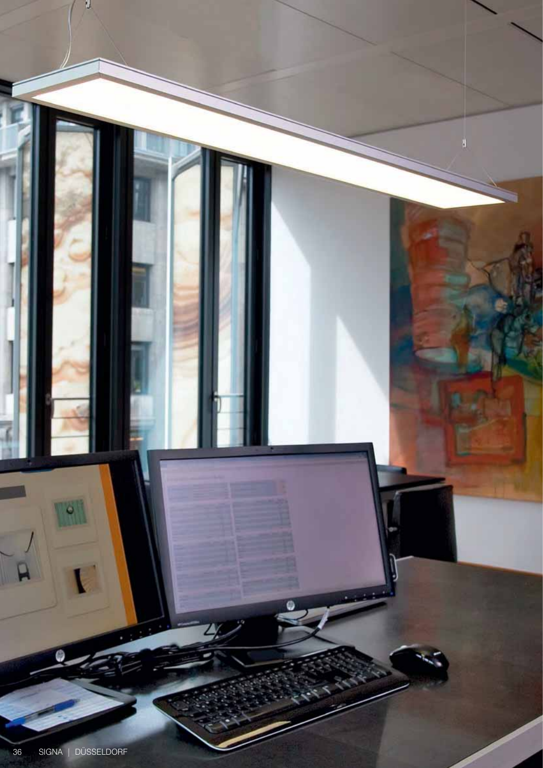SIGNA | DÜSSELDORF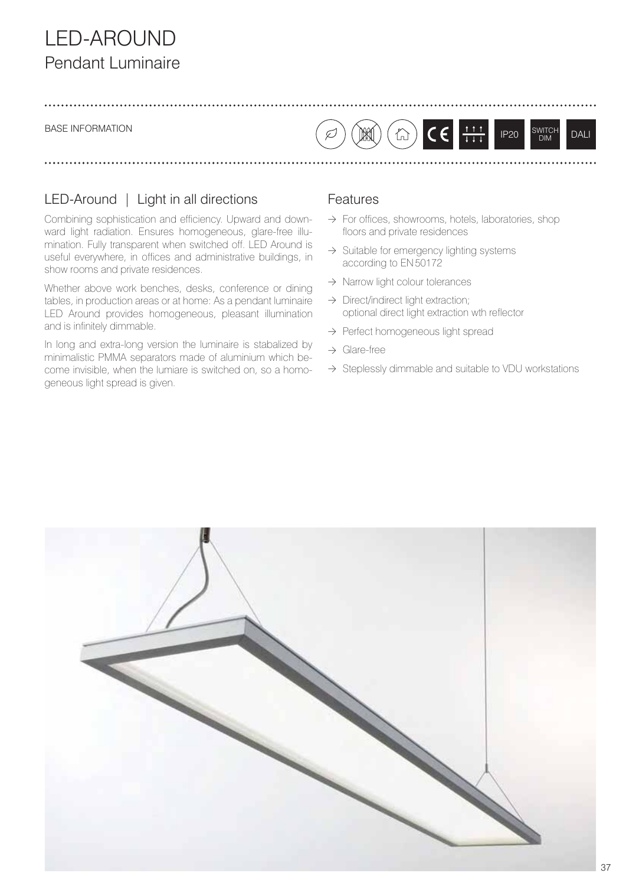# LED-AROUND

## Pendant Luminaire

BASE INFORMATION

CE IP20 SWITCH DIM DALI

### LED-Around | Light in all directions

Combining sophistication and efficiency. Upward and downward light radiation. Ensures homogeneous, glare-free illumination. Fully transparent when switched off. LED Around is useful everywhere, in offices and administrative buildings, in show rooms and private residences.

Whether above work benches, desks, conference or dining tables, in production areas or at home: As a pendant luminaire LED Around provides homogeneous, pleasant illumination and is infinitely dimmable.

In long and extra-long version the luminaire is stabalized by minimalistic PMMA separators made of aluminium which become invisible, when the lumiare is switched on, so a homogeneous light spread is given.

### Features

- → For offices, showrooms, hotels, laboratories, shop floors and private residences
- → Suitable for emergency lighting systems according to EN 50172
- → Narrow light colour tolerances
- → Direct/indirect light extraction; optional direct light extraction wth reflector
- → Perfect homogeneous light spread
- → Glare-free
- → Steplessly dimmable and suitable to VDU workstations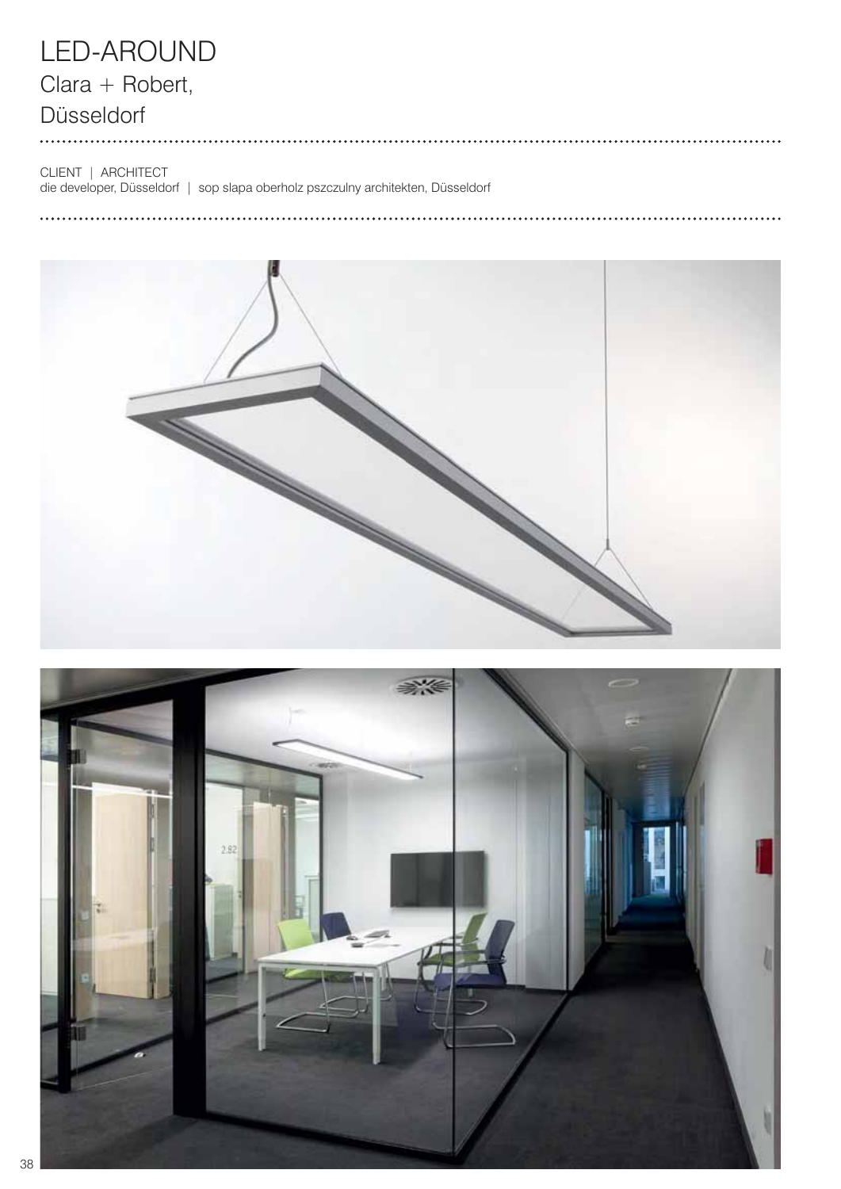# LED-AROUND

## Clara + Robert, Düsseldorf

CLIENT | ARCHITECT
die developer, Düsseldorf | sop slapa oberholz pszczulny architekten, Düsseldorf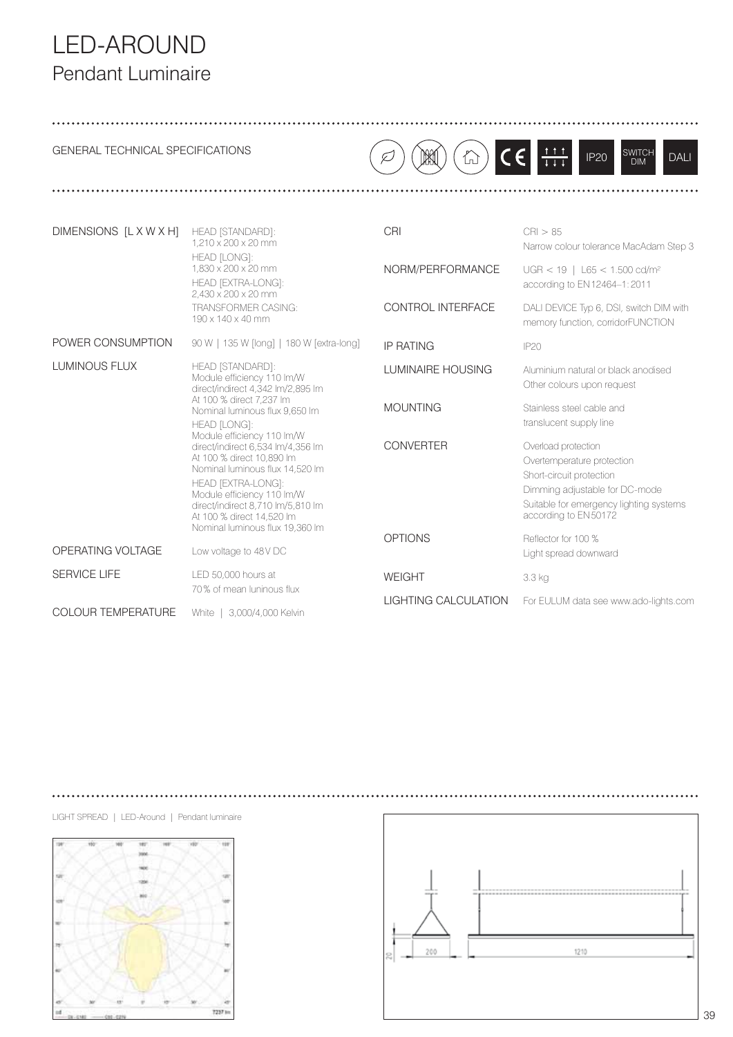# LED-AROUND

## Pendant Luminaire

GENERAL TECHNICAL SPECIFICATIONS

IP20 SWITCH DIM DALI

| | |
|---|---|
| DIMENSIONS [L X W X H] | HEAD [STANDARD]: 1,210 x 200 x 20 mm<br>HEAD [LONG]: 1,830 x 200 x 20 mm<br>HEAD [EXTRA-LONG]: 2,430 x 200 x 20 mm<br>TRANSFORMER CASING: 190 x 140 x 40 mm |
| POWER CONSUMPTION | 90 W \| 135 W [long] \| 180 W [extra-long] |
| LUMINOUS FLUX | HEAD [STANDARD]:<br>Module efficiency 110 lm/W<br>direct/indirect 4,342 lm/2,895 lm<br>At 100 % direct 7,237 lm<br>Nominal luminous flux 9,650 lm<br>HEAD [LONG]:<br>Module efficiency 110 lm/W<br>direct/indirect 6,534 lm/4,356 lm<br>At 100 % direct 10,890 lm<br>Nominal luminous flux 14,520 lm<br>HEAD [EXTRA-LONG]:<br>Module efficiency 110 lm/W<br>direct/indirect 8,710 lm/5,810 lm<br>At 100 % direct 14,520 lm<br>Nominal luminous flux 19,360 lm |
| OPERATING VOLTAGE | Low voltage to 48 V DC |
| SERVICE LIFE | LED 50,000 hours at 70 % of mean luninous flux |
| COLOUR TEMPERATURE | White \| 3,000/4,000 Kelvin |
| CRI | CRI > 85<br>Narrow colour tolerance MacAdam Step 3 |
| NORM/PERFORMANCE | UGR < 19 \| L65 < 1.500 cd/m²<br>according to EN 12464-1: 2011 |
| CONTROL INTERFACE | DALI DEVICE Typ 6, DSI, switch DIM with memory function, corridorFUNCTION |
| IP RATING | IP20 |
| LUMINAIRE HOUSING | Aluminium natural or black anodised<br>Other colours upon request |
| MOUNTING | Stainless steel cable and translucent supply line |
| CONVERTER | Overload protection<br>Overtemperature protection<br>Short-circuit protection<br>Dimming adjustable for DC-mode<br>Suitable for emergency lighting systems according to EN 50172 |
| OPTIONS | Reflector for 100 %<br>Light spread downward |
| WEIGHT | 3.3 kg |
| LIGHTING CALCULATION | For EULUM data see www.ado-lights.com |

LIGHT SPREAD | LED-Around | Pendant luminaire

7237 lm

20

200

1210